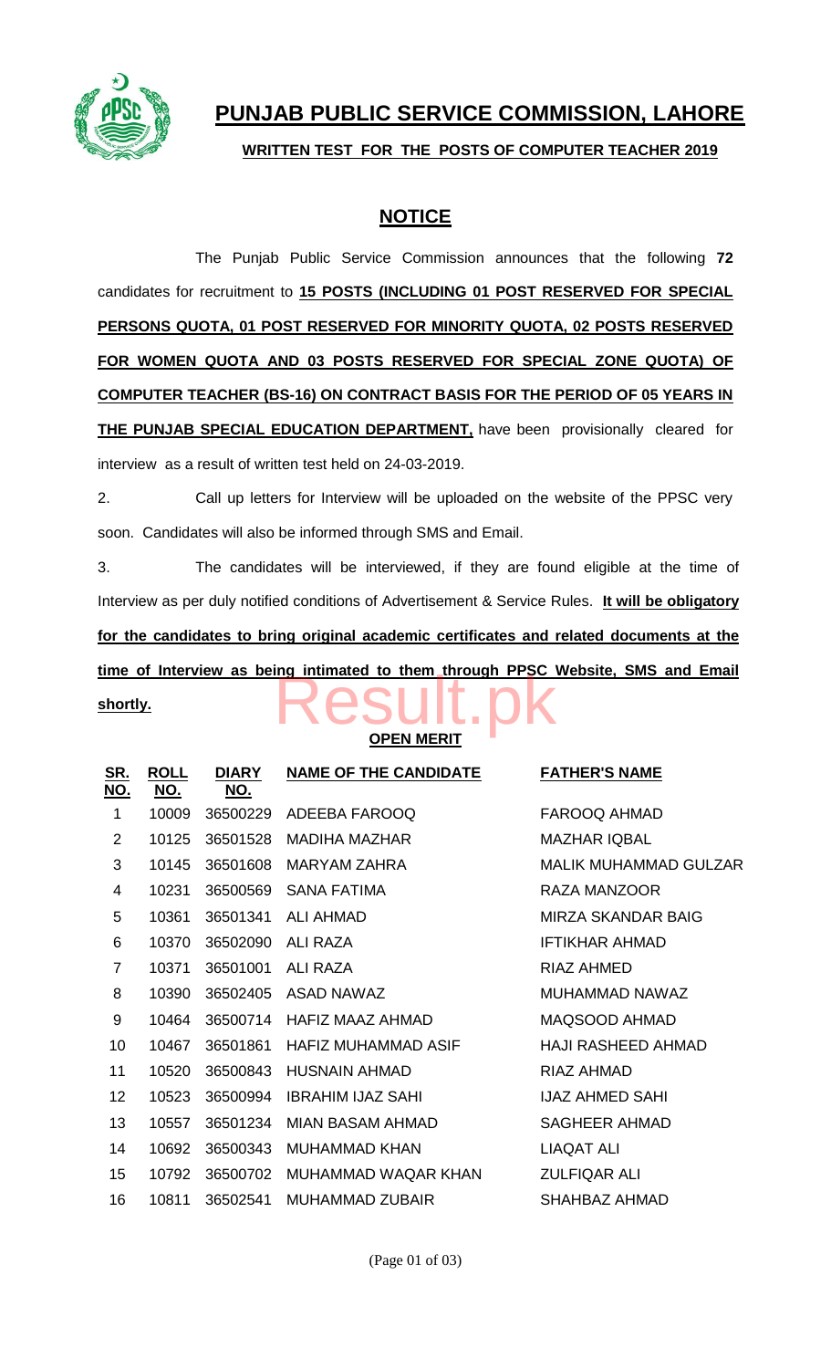# PUNJAB PUBLIC SERVICE COMMISSION, LAHORE

**WRITTEN TEST FOR THE POSTS OF COMPUTER TEACHER 2019**

## NOTICE

The Punjab Public Service Commission announces that the following **72** candidates for recruitment to **15 POSTS (INCLUDING 01 POST RESERVED FOR SPECIAL PERSONS QUOTA, 01 POST RESERVED FOR MINORITY QUOTA, 02 POSTS RESERVED FOR WOMEN QUOTA AND 03 POSTS RESERVED FOR SPECIAL ZONE QUOTA) OF COMPUTER TEACHER (BS-16) ON CONTRACT BASIS FOR THE PERIOD OF 05 YEARS IN THE PUNJAB SPECIAL EDUCATION DEPARTMENT,** have been provisionally cleared for interview as a result of written test held on 24-03-2019.

2. Call up letters for Interview will be uploaded on the website of the PPSC very soon. Candidates will also be informed through SMS and Email.

3. The candidates will be interviewed, if they are found eligible at the time of Interview as per duly notified conditions of Advertisement & Service Rules. **It will be obligatory for the candidates to bring original academic certificates and related documents at the time of Interview as being intimated to them through PPSC Website, SMS and Email shortly.**

**OPEN MERIT**

| SR. NO. | ROLL NO. | DIARY NO. | NAME OF THE CANDIDATE | FATHER'S NAME |
|---|---|---|---|---|
| 1 | 10009 | 36500229 | ADEEBA FAROOQ | FAROOQ AHMAD |
| 2 | 10125 | 36501528 | MADIHA MAZHAR | MAZHAR IQBAL |
| 3 | 10145 | 36501608 | MARYAM ZAHRA | MALIK MUHAMMAD GULZAR |
| 4 | 10231 | 36500569 | SANA FATIMA | RAZA MANZOOR |
| 5 | 10361 | 36501341 | ALI AHMAD | MIRZA SKANDAR BAIG |
| 6 | 10370 | 36502090 | ALI RAZA | IFTIKHAR AHMAD |
| 7 | 10371 | 36501001 | ALI RAZA | RIAZ AHMED |
| 8 | 10390 | 36502405 | ASAD NAWAZ | MUHAMMAD NAWAZ |
| 9 | 10464 | 36500714 | HAFIZ MAAZ AHMAD | MAQSOOD AHMAD |
| 10 | 10467 | 36501861 | HAFIZ MUHAMMAD ASIF | HAJI RASHEED AHMAD |
| 11 | 10520 | 36500843 | HUSNAIN AHMAD | RIAZ AHMAD |
| 12 | 10523 | 36500994 | IBRAHIM IJAZ SAHI | IJAZ AHMED SAHI |
| 13 | 10557 | 36501234 | MIAN BASAM AHMAD | SAGHEER AHMAD |
| 14 | 10692 | 36500343 | MUHAMMAD KHAN | LIAQAT ALI |
| 15 | 10792 | 36500702 | MUHAMMAD WAQAR KHAN | ZULFIQAR ALI |
| 16 | 10811 | 36502541 | MUHAMMAD ZUBAIR | SHAHBAZ AHMAD |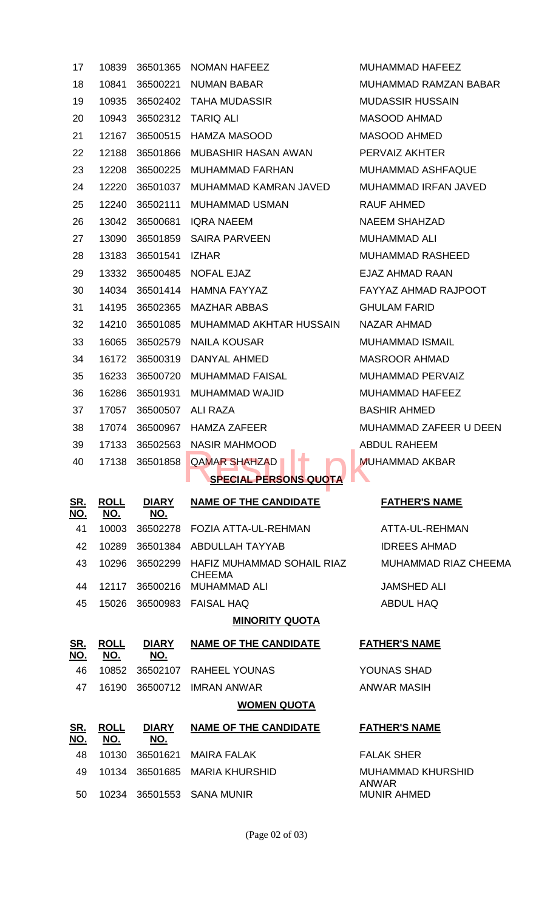| SR. NO. | ROLL NO. | DIARY NO. | NAME OF THE CANDIDATE | FATHER'S NAME |
|---|---|---|---|---|
| 17 | 10839 | 36501365 | NOMAN HAFEEZ | MUHAMMAD HAFEEZ |
| 18 | 10841 | 36500221 | NUMAN BABAR | MUHAMMAD RAMZAN BABAR |
| 19 | 10935 | 36502402 | TAHA MUDASSIR | MUDASSIR HUSSAIN |
| 20 | 10943 | 36502312 | TARIQ ALI | MASOOD AHMAD |
| 21 | 12167 | 36500515 | HAMZA MASOOD | MASOOD AHMED |
| 22 | 12188 | 36501866 | MUBASHIR HASAN AWAN | PERVAIZ AKHTER |
| 23 | 12208 | 36500225 | MUHAMMAD FARHAN | MUHAMMAD ASHFAQUE |
| 24 | 12220 | 36501037 | MUHAMMAD KAMRAN JAVED | MUHAMMAD IRFAN JAVED |
| 25 | 12240 | 36502111 | MUHAMMAD USMAN | RAUF AHMED |
| 26 | 13042 | 36500681 | IQRA NAEEM | NAEEM SHAHZAD |
| 27 | 13090 | 36501859 | SAIRA PARVEEN | MUHAMMAD ALI |
| 28 | 13183 | 36501541 | IZHAR | MUHAMMAD RASHEED |
| 29 | 13332 | 36500485 | NOFAL EJAZ | EJAZ AHMAD RAAN |
| 30 | 14034 | 36501414 | HAMNA FAYYAZ | FAYYAZ AHMAD RAJPOOT |
| 31 | 14195 | 36502365 | MAZHAR ABBAS | GHULAM FARID |
| 32 | 14210 | 36501085 | MUHAMMAD AKHTAR HUSSAIN | NAZAR AHMAD |
| 33 | 16065 | 36502579 | NAILA KOUSAR | MUHAMMAD ISMAIL |
| 34 | 16172 | 36500319 | DANYAL AHMED | MASROOR AHMAD |
| 35 | 16233 | 36500720 | MUHAMMAD FAISAL | MUHAMMAD PERVAIZ |
| 36 | 16286 | 36501931 | MUHAMMAD WAJID | MUHAMMAD HAFEEZ |
| 37 | 17057 | 36500507 | ALI RAZA | BASHIR AHMED |
| 38 | 17074 | 36500967 | HAMZA ZAFEER | MUHAMMAD ZAFEER U DEEN |
| 39 | 17133 | 36502563 | NASIR MAHMOOD | ABDUL RAHEEM |
| 40 | 17138 | 36501858 | QAMAR SHAHZAD | MUHAMMAD AKBAR |

**SPECIAL PERSONS QUOTA**

| SR. NO. | ROLL NO. | DIARY NO. | NAME OF THE CANDIDATE | FATHER'S NAME |
|---|---|---|---|---|
| 41 | 10003 | 36502278 | FOZIA ATTA-UL-REHMAN | ATTA-UL-REHMAN |
| 42 | 10289 | 36501384 | ABDULLAH TAYYAB | IDREES AHMAD |
| 43 | 10296 | 36502299 | HAFIZ MUHAMMAD SOHAIL RIAZ CHEEMA | MUHAMMAD RIAZ CHEEMA |
| 44 | 12117 | 36500216 | MUHAMMAD ALI | JAMSHED ALI |
| 45 | 15026 | 36500983 | FAISAL HAQ | ABDUL HAQ |

**MINORITY QUOTA**

| SR. NO. | ROLL NO. | DIARY NO. | NAME OF THE CANDIDATE | FATHER'S NAME |
|---|---|---|---|---|
| 46 | 10852 | 36502107 | RAHEEL YOUNAS | YOUNAS SHAD |
| 47 | 16190 | 36500712 | IMRAN ANWAR | ANWAR MASIH |

**WOMEN QUOTA**

| SR. NO. | ROLL NO. | DIARY NO. | NAME OF THE CANDIDATE | FATHER'S NAME |
|---|---|---|---|---|
| 48 | 10130 | 36501621 | MAIRA FALAK | FALAK SHER |
| 49 | 10134 | 36501685 | MARIA KHURSHID | MUHAMMAD KHURSHID ANWAR |
| 50 | 10234 | 36501553 | SANA MUNIR | MUNIR AHMED |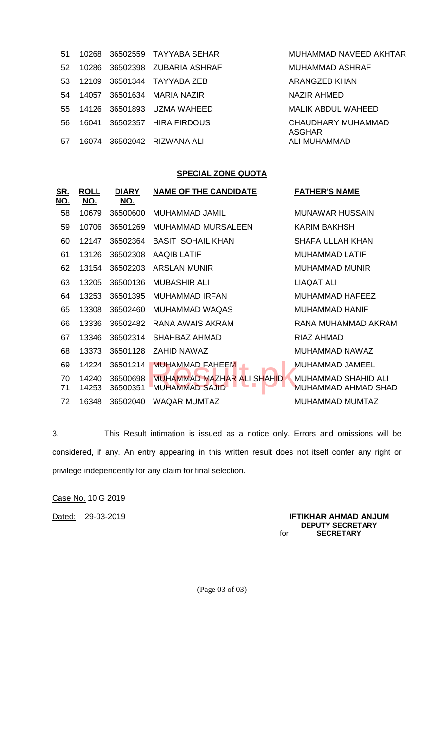| | | | | |
|---|---|---|---|---|
| 51 | 10268 | 36502559 | TAYYABA SEHAR | MUHAMMAD NAVEED AKHTAR |
| 52 | 10286 | 36502398 | ZUBARIA ASHRAF | MUHAMMAD ASHRAF |
| 53 | 12109 | 36501344 | TAYYABA ZEB | ARANGZEB KHAN |
| 54 | 14057 | 36501634 | MARIA NAZIR | NAZIR AHMED |
| 55 | 14126 | 36501893 | UZMA WAHEED | MALIK ABDUL WAHEED |
| 56 | 16041 | 36502357 | HIRA FIRDOUS | CHAUDHARY MUHAMMAD ASGHAR |
| 57 | 16074 | 36502042 | RIZWANA ALI | ALI MUHAMMAD |

**SPECIAL ZONE QUOTA**

| SR. NO. | ROLL NO. | DIARY NO. | NAME OF THE CANDIDATE | FATHER'S NAME |
|---|---|---|---|---|
| 58 | 10679 | 36500600 | MUHAMMAD JAMIL | MUNAWAR HUSSAIN |
| 59 | 10706 | 36501269 | MUHAMMAD MURSALEEN | KARIM BAKHSH |
| 60 | 12147 | 36502364 | BASIT SOHAIL KHAN | SHAFA ULLAH KHAN |
| 61 | 13126 | 36502308 | AAQIB LATIF | MUHAMMAD LATIF |
| 62 | 13154 | 36502203 | ARSLAN MUNIR | MUHAMMAD MUNIR |
| 63 | 13205 | 36500136 | MUBASHIR ALI | LIAQAT ALI |
| 64 | 13253 | 36501395 | MUHAMMAD IRFAN | MUHAMMAD HAFEEZ |
| 65 | 13308 | 36502460 | MUHAMMAD WAQAS | MUHAMMAD HANIF |
| 66 | 13336 | 36502482 | RANA AWAIS AKRAM | RANA MUHAMMAD AKRAM |
| 67 | 13346 | 36502314 | SHAHBAZ AHMAD | RIAZ AHMAD |
| 68 | 13373 | 36501128 | ZAHID NAWAZ | MUHAMMAD NAWAZ |
| 69 | 14224 | 36501214 | MUHAMMAD FAHEEM | MUHAMMAD JAMEEL |
| 70 | 14240 | 36500698 | MUHAMMAD MAZHAR ALI SHAHID | MUHAMMAD SHAHID ALI |
| 71 | 14253 | 36500351 | MUHAMMAD SAJID | MUHAMMAD AHMAD SHAD |
| 72 | 16348 | 36502040 | WAQAR MUMTAZ | MUHAMMAD MUMTAZ |

3. This Result intimation is issued as a notice only. Errors and omissions will be considered, if any. An entry appearing in this written result does not itself confer any right or privilege independently for any claim for final selection.

Case No. 10 G 2019

Dated: 29-03-2019

**IFTIKHAR AHMAD ANJUM**
**DEPUTY SECRETARY**
for **SECRETARY**